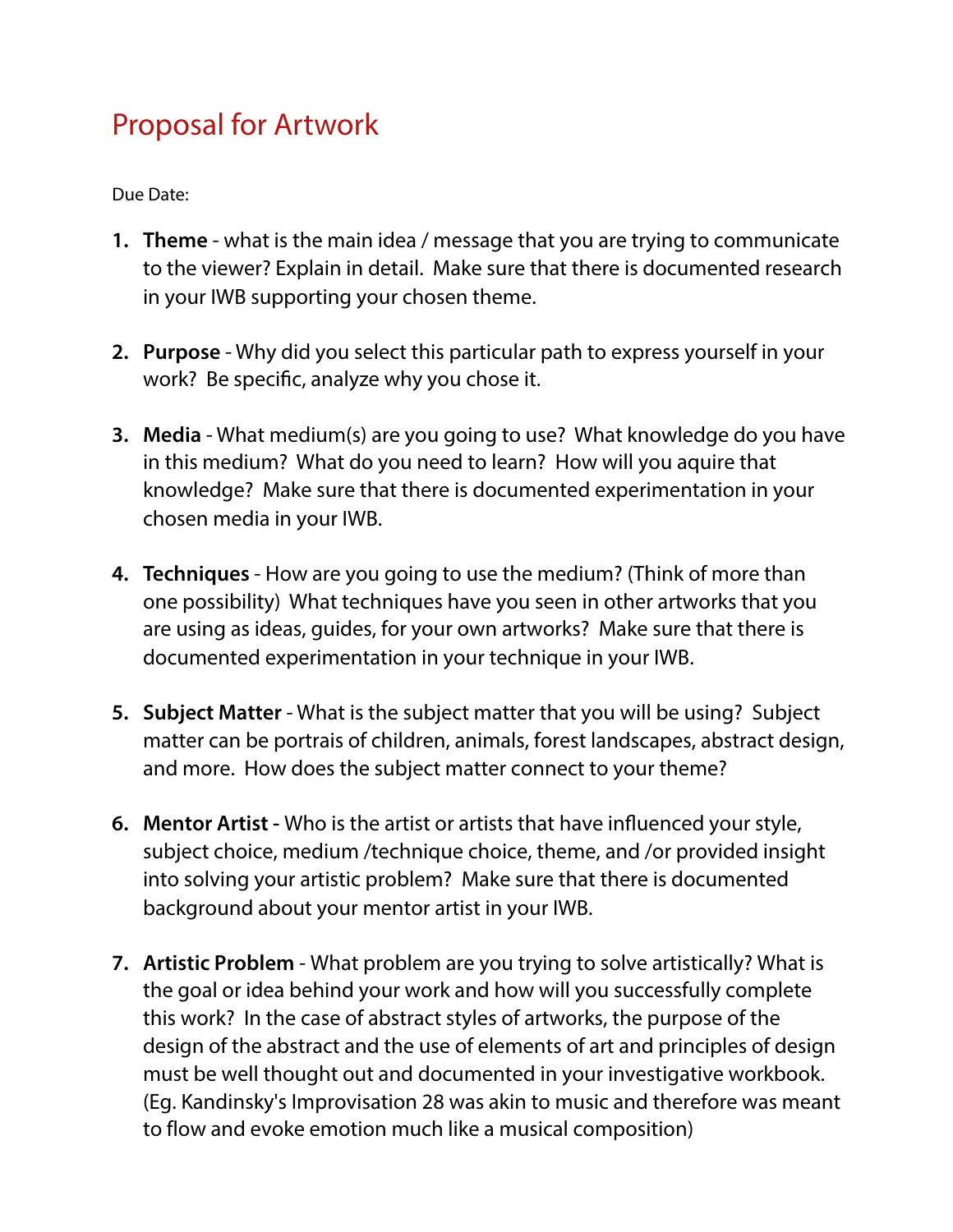# Proposal for Artwork

Due Date:

1. **Theme** - what is the main idea / message that you are trying to communicate to the viewer? Explain in detail. Make sure that there is documented research in your IWB supporting your chosen theme.

2. **Purpose** - Why did you select this particular path to express yourself in your work? Be specific, analyze why you chose it.

3. **Media** - What medium(s) are you going to use? What knowledge do you have in this medium? What do you need to learn? How will you aquire that knowledge? Make sure that there is documented experimentation in your chosen media in your IWB.

4. **Techniques** - How are you going to use the medium? (Think of more than one possibility) What techniques have you seen in other artworks that you are using as ideas, guides, for your own artworks? Make sure that there is documented experimentation in your technique in your IWB.

5. **Subject Matter** - What is the subject matter that you will be using? Subject matter can be portrais of children, animals, forest landscapes, abstract design, and more. How does the subject matter connect to your theme?

6. **Mentor Artist** - Who is the artist or artists that have influenced your style, subject choice, medium /technique choice, theme, and /or provided insight into solving your artistic problem? Make sure that there is documented background about your mentor artist in your IWB.

7. **Artistic Problem** - What problem are you trying to solve artistically? What is the goal or idea behind your work and how will you successfully complete this work? In the case of abstract styles of artworks, the purpose of the design of the abstract and the use of elements of art and principles of design must be well thought out and documented in your investigative workbook. (Eg. Kandinsky's Improvisation 28 was akin to music and therefore was meant to flow and evoke emotion much like a musical composition)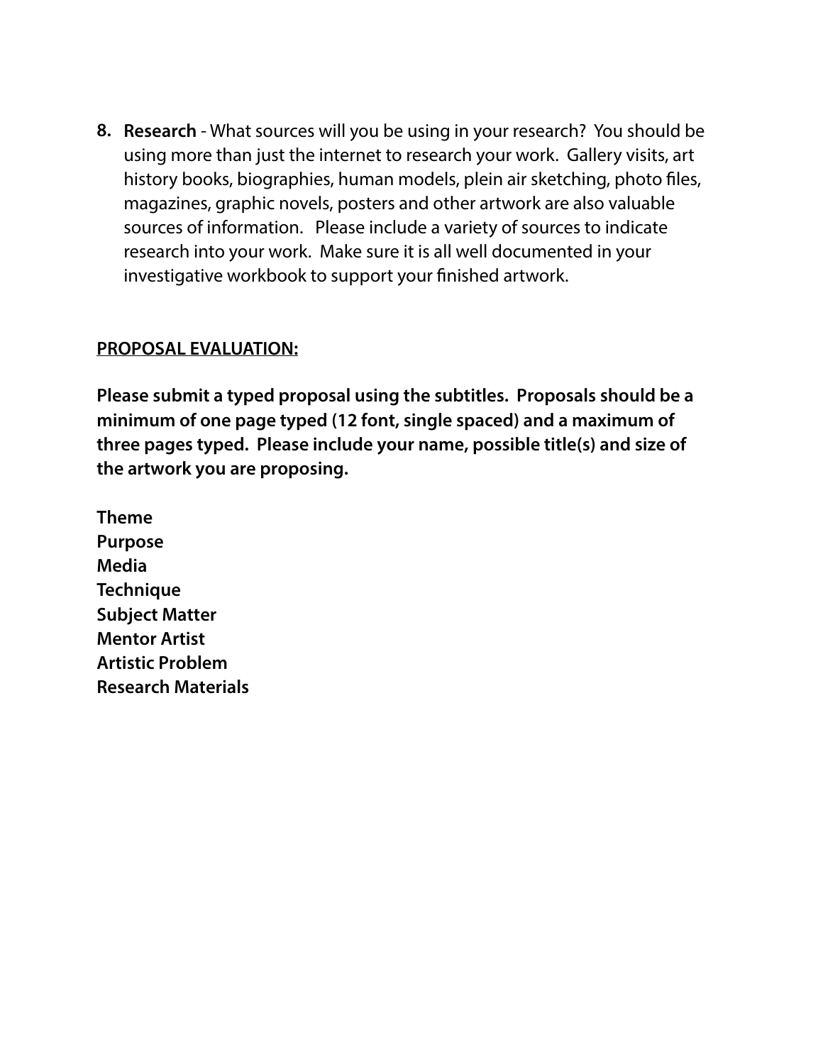8. **Research** - What sources will you be using in your research? You should be using more than just the internet to research your work. Gallery visits, art history books, biographies, human models, plein air sketching, photo files, magazines, graphic novels, posters and other artwork are also valuable sources of information. Please include a variety of sources to indicate research into your work. Make sure it is all well documented in your investigative workbook to support your finished artwork.

**PROPOSAL EVALUATION:**

**Please submit a typed proposal using the subtitles. Proposals should be a minimum of one page typed (12 font, single spaced) and a maximum of three pages typed. Please include your name, possible title(s) and size of the artwork you are proposing.**

**Theme**
**Purpose**
**Media**
**Technique**
**Subject Matter**
**Mentor Artist**
**Artistic Problem**
**Research Materials**